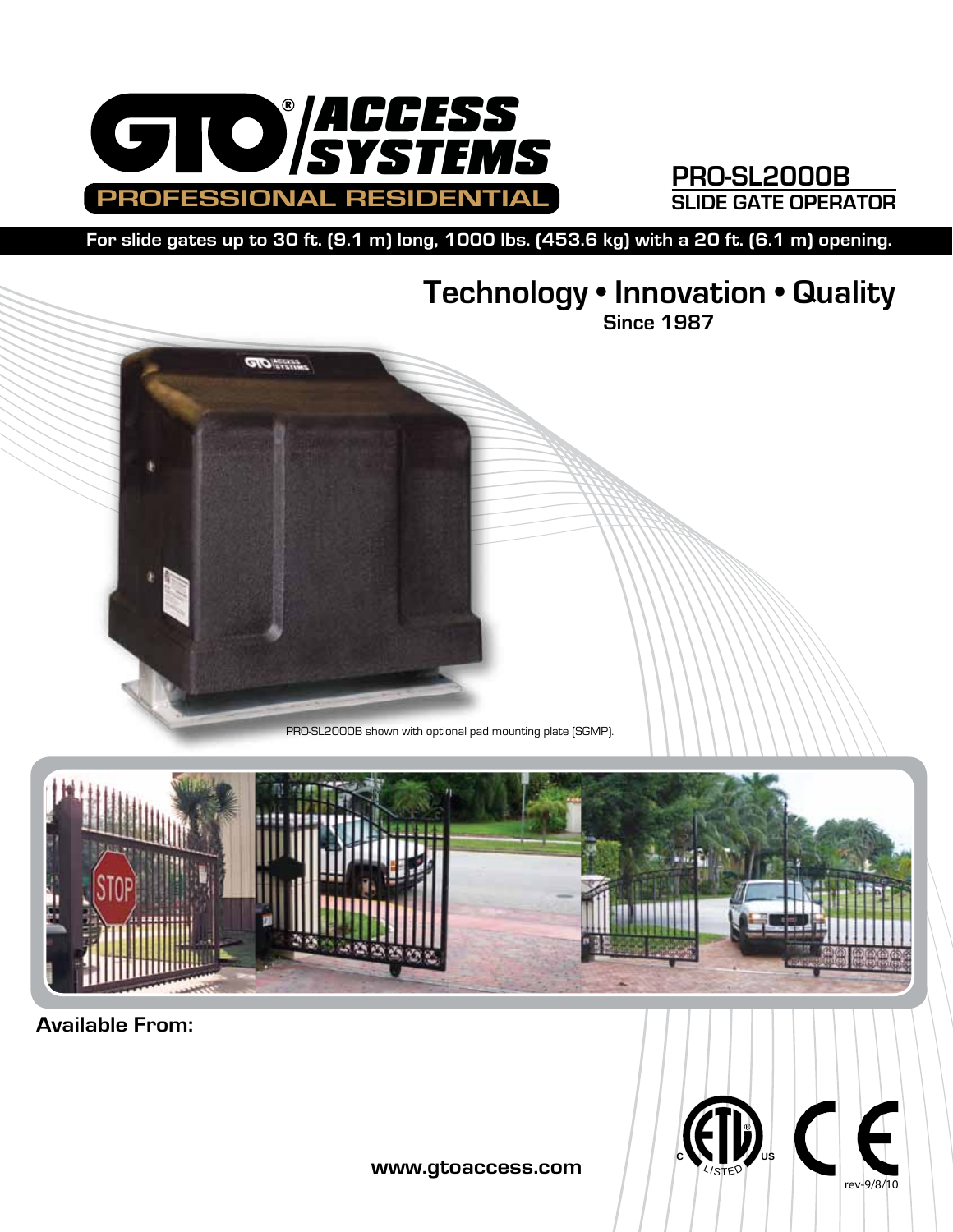# GTO® ACCESS SYSTEMS

PROFESSIONAL RESIDENTIAL

## PRO-SL2000B

**SLIDE GATE OPERATOR**

**For slide gates up to 30 ft. (9.1 m) long, 1000 lbs. (453.6 kg) with a 20 ft. (6.1 m) opening.**

## Technology • Innovation • Quality

**Since 1987**

PRO-SL2000B shown with optional pad mounting plate (SGMP).

**Available From:**

**www.gtoaccess.com**

rev-9/8/10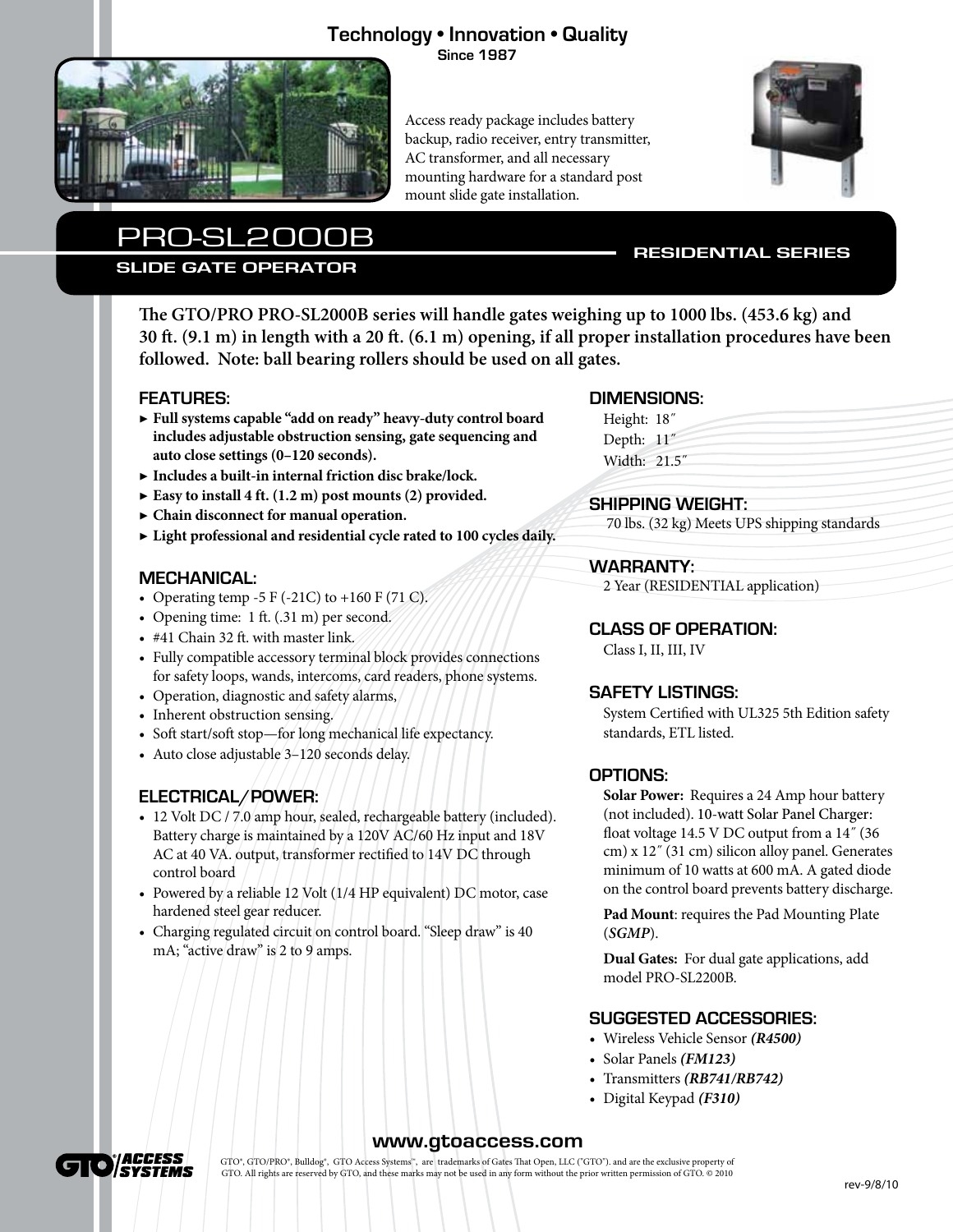Technology • Innovation • Quality
Since 1987

Access ready package includes battery backup, radio receiver, entry transmitter, AC transformer, and all necessary mounting hardware for a standard post mount slide gate installation.

# PRO-SL2000B

## SLIDE GATE OPERATOR

RESIDENTIAL SERIES

**The GTO/PRO PRO-SL2000B series will handle gates weighing up to 1000 lbs. (453.6 kg) and 30 ft. (9.1 m) in length with a 20 ft. (6.1 m) opening, if all proper installation procedures have been followed. Note: ball bearing rollers should be used on all gates.**

### FEATURES:

- **Full systems capable "add on ready" heavy-duty control board includes adjustable obstruction sensing, gate sequencing and auto close settings (0–120 seconds).**
- **Includes a built-in internal friction disc brake/lock.**
- **Easy to install 4 ft. (1.2 m) post mounts (2) provided.**
- **Chain disconnect for manual operation.**
- **Light professional and residential cycle rated to 100 cycles daily.**

### MECHANICAL:

- Operating temp -5 F (-21C) to +160 F (71 C).
- Opening time: 1 ft. (.31 m) per second.
- #41 Chain 32 ft. with master link.
- Fully compatible accessory terminal block provides connections for safety loops, wands, intercoms, card readers, phone systems.
- Operation, diagnostic and safety alarms,
- Inherent obstruction sensing.
- Soft start/soft stop—for long mechanical life expectancy.
- Auto close adjustable 3–120 seconds delay.

### ELECTRICAL/POWER:

- 12 Volt DC / 7.0 amp hour, sealed, rechargeable battery (included). Battery charge is maintained by a 120V AC/60 Hz input and 18V AC at 40 VA. output, transformer rectified to 14V DC through control board
- Powered by a reliable 12 Volt (1/4 HP equivalent) DC motor, case hardened steel gear reducer.
- Charging regulated circuit on control board. "Sleep draw" is 40 mA; "active draw" is 2 to 9 amps.

### DIMENSIONS:

Height: 18″
Depth: 11″
Width: 21.5″

### SHIPPING WEIGHT:

70 lbs. (32 kg) Meets UPS shipping standards

### WARRANTY:

2 Year (RESIDENTIAL application)

### CLASS OF OPERATION:

Class I, II, III, IV

### SAFETY LISTINGS:

System Certified with UL325 5th Edition safety standards, ETL listed.

### OPTIONS:

**Solar Power:** Requires a 24 Amp hour battery (not included). 10-watt Solar Panel Charger: float voltage 14.5 V DC output from a 14″ (36 cm) x 12″ (31 cm) silicon alloy panel. Generates minimum of 10 watts at 600 mA. A gated diode on the control board prevents battery discharge.

**Pad Mount**: requires the Pad Mounting Plate (***SGMP***).

**Dual Gates:** For dual gate applications, add model PRO-SL2200B.

### SUGGESTED ACCESSORIES:

- Wireless Vehicle Sensor ***(R4500)***
- Solar Panels ***(FM123)***
- Transmitters ***(RB741/RB742)***
- Digital Keypad ***(F310)***

www.gtoaccess.com

GTO®, GTO/PRO®, Bulldog®, GTO Access Systems™, are trademarks of Gates That Open, LLC ("GTO"). and are the exclusive property of GTO. All rights are reserved by GTO, and these marks may not be used in any form without the prior written permission of GTO. © 2010

rev-9/8/10